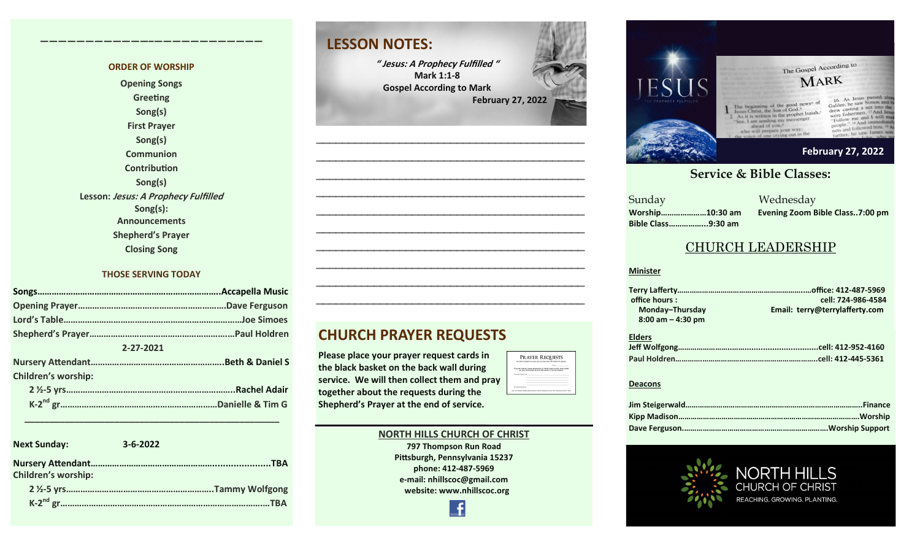## ORDER OF WORSHIP

Opening Songs
Greeting
Song(s)
First Prayer
Song(s)
Communion
Contribution
Song(s)
Lesson: *Jesus: A Prophecy Fulfilled*
Song(s):
Announcements
Shepherd's Prayer
Closing Song

## THOSE SERVING TODAY

**Songs**....................................................................**Accapella Music**
**Opening Prayer**..................................................**Dave Ferguson**
**Lord's Table**...........................................................**Joe Simoes**
**Shepherd's Prayer**..................................................**Paul Holdren**

**2-27-2021**

**Nursery Attendant**..........................................**Beth & Daniel S**
**Children's worship:**
- **2 ½-5 yrs**.........................................................**Rachel Adair**
- **K-2nd gr**..................................................**Danielle & Tim G**

---

**Next Sunday: 3-6-2022**

**Nursery Attendant**..........................................................**TBA**
**Children's worship:**
- **2 ½-5 yrs**.................................................**Tammy Wolfgong**
- **K-2nd gr**..........................................................................**TBA**

## LESSON NOTES:

***" Jesus: A Prophecy Fulfilled "***
**Mark 1:1-8**
**Gospel According to Mark**
**February 27, 2022**

## CHURCH PRAYER REQUESTS

**Please place your prayer request cards in the black basket on the back wall during service. We will then collect them and pray together about the requests during the Shepherd's Prayer at the end of service.**

**NORTH HILLS CHURCH OF CHRIST**
**797 Thompson Run Road**
**Pittsburgh, Pennsylvania 15237**
**phone: 412-487-5969**
**e-mail: nhillscoc@gmail.com**
**website: www.nhillscoc.org**

**February 27, 2022**

## Service & Bible Classes:

**Sunday**
**Worship**....................**10:30 am**
**Bible Class**..................**9:30 am**

**Wednesday**
**Evening Zoom Bible Class..7:00 pm**

## CHURCH LEADERSHIP

**Minister**

**Terry Lafferty**.............................................................**office: 412-487-5969**
**office hours :** **cell: 724-986-4584**
**Monday–Thursday** **Email: terry@terrylafferty.com**
**8:00 am – 4:30 pm**

**Elders**

**Jeff Wolfgong**...............................................................**cell: 412-952-4160**
**Paul Holdren**.................................................................**cell: 412-445-5361**

**Deacons**

**Jim Steigerwald**..........................................................................**Finance**
**Kipp Madison**.............................................................................**Worship**
**Dave Ferguson**...........................................................**Worship Support**

NORTH HILLS CHURCH OF CHRIST
REACHING. GROWING. PLANTING.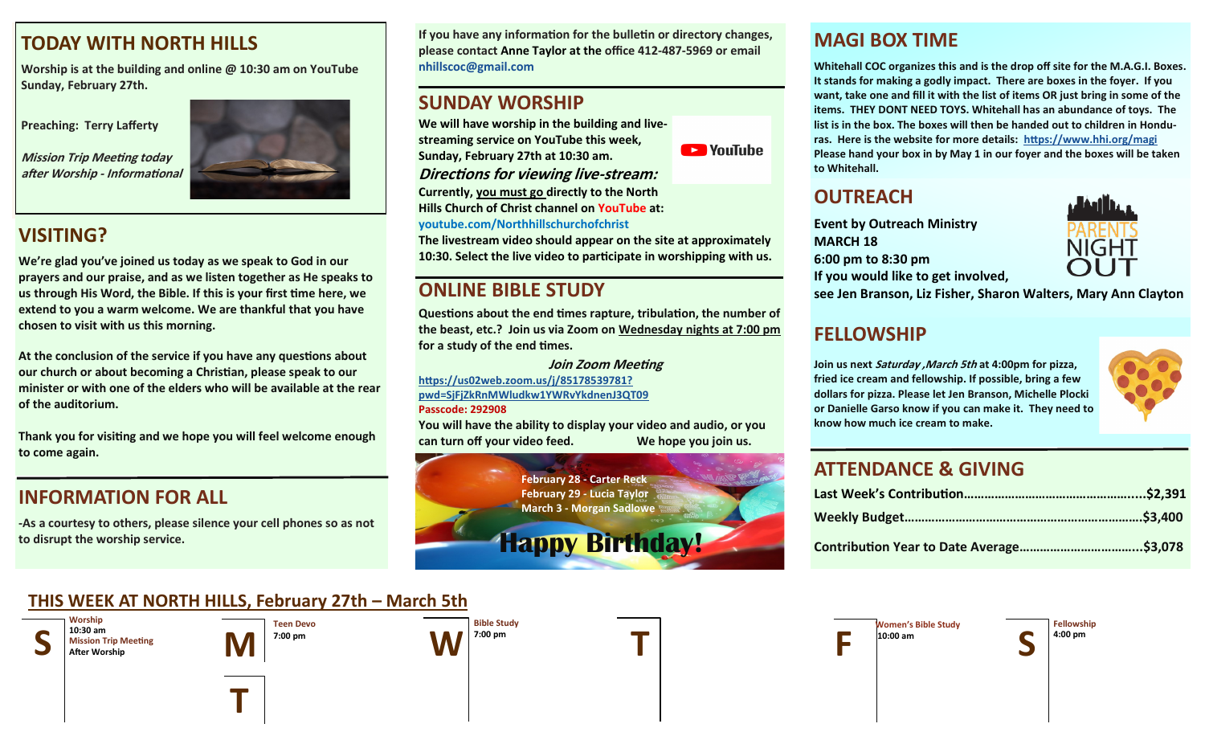## TODAY WITH NORTH HILLS

**Worship is at the building and online @ 10:30 am on YouTube Sunday, February 27th.**

**Preaching: Terry Lafferty**

***Mission Trip Meeting today after Worship - Informational***

## VISITING?

**We're glad you've joined us today as we speak to God in our prayers and our praise, and as we listen together as He speaks to us through His Word, the Bible. If this is your first time here, we extend to you a warm welcome. We are thankful that you have chosen to visit with us this morning.**

**At the conclusion of the service if you have any questions about our church or about becoming a Christian, please speak to our minister or with one of the elders who will be available at the rear of the auditorium.**

**Thank you for visiting and we hope you will feel welcome enough to come again.**

## INFORMATION FOR ALL

**-As a courtesy to others, please silence your cell phones so as not to disrupt the worship service.**

**If you have any information for the bulletin or directory changes, please contact Anne Taylor at the office 412-487-5969 or email nhillscoc@gmail.com**

## SUNDAY WORSHIP

**We will have worship in the building and live-streaming service on YouTube this week, Sunday, February 27th at 10:30 am.**

***Directions for viewing live-stream:***

**Currently, you must go directly to the North Hills Church of Christ channel on YouTube at: youtube.com/Northhillschurchofchrist**

**The livestream video should appear on the site at approximately 10:30. Select the live video to participate in worshipping with us.**

## ONLINE BIBLE STUDY

**Questions about the end times rapture, tribulation, the number of the beast, etc.? Join us via Zoom on Wednesday nights at 7:00 pm for a study of the end times.**

***Join Zoom Meeting***

**https://us02web.zoom.us/j/85178539781?pwd=SjFjZkRnMWludkw1YWRvYkdnenJ3QT09**

**Passcode: 292908**

**You will have the ability to display your video and audio, or you can turn off your video feed. We hope you join us.**

**February 28 - Carter Reck**
**February 29 - Lucia Taylor**
**March 3 - Morgan Sadlowe**

**Happy Birthday!**

## MAGI BOX TIME

**Whitehall COC organizes this and is the drop off site for the M.A.G.I. Boxes. It stands for making a godly impact. There are boxes in the foyer. If you want, take one and fill it with the list of items OR just bring in some of the items. THEY DONT NEED TOYS. Whitehall has an abundance of toys. The list is in the box. The boxes will then be handed out to children in Honduras. Here is the website for more details: https://www.hhi.org/magi Please hand your box in by May 1 in our foyer and the boxes will be taken to Whitehall.**

## OUTREACH

PARENTS NIGHT OUT

**Event by Outreach Ministry**
**MARCH 18**
**6:00 pm to 8:30 pm**
**If you would like to get involved, see Jen Branson, Liz Fisher, Sharon Walters, Mary Ann Clayton**

## FELLOWSHIP

**Join us next *Saturday ,March 5th* at 4:00pm for pizza, fried ice cream and fellowship. If possible, bring a few dollars for pizza. Please let Jen Branson, Michelle Plocki or Danielle Garso know if you can make it. They need to know how much ice cream to make.**

## ATTENDANCE & GIVING

**Last Week's Contribution……………………………………………..$2,391**

**Weekly Budget…………………………………………………………..$3,400**

**Contribution Year to Date Average……………………………..$3,078**

## THIS WEEK AT NORTH HILLS, February 27th – March 5th

**S** — Worship 10:30 am; Mission Trip Meeting After Worship

**M** — Teen Devo 7:00 pm

**T**

**W** — Bible Study 7:00 pm

**T**

**F** — Women's Bible Study 10:00 am

**S** — Fellowship 4:00 pm